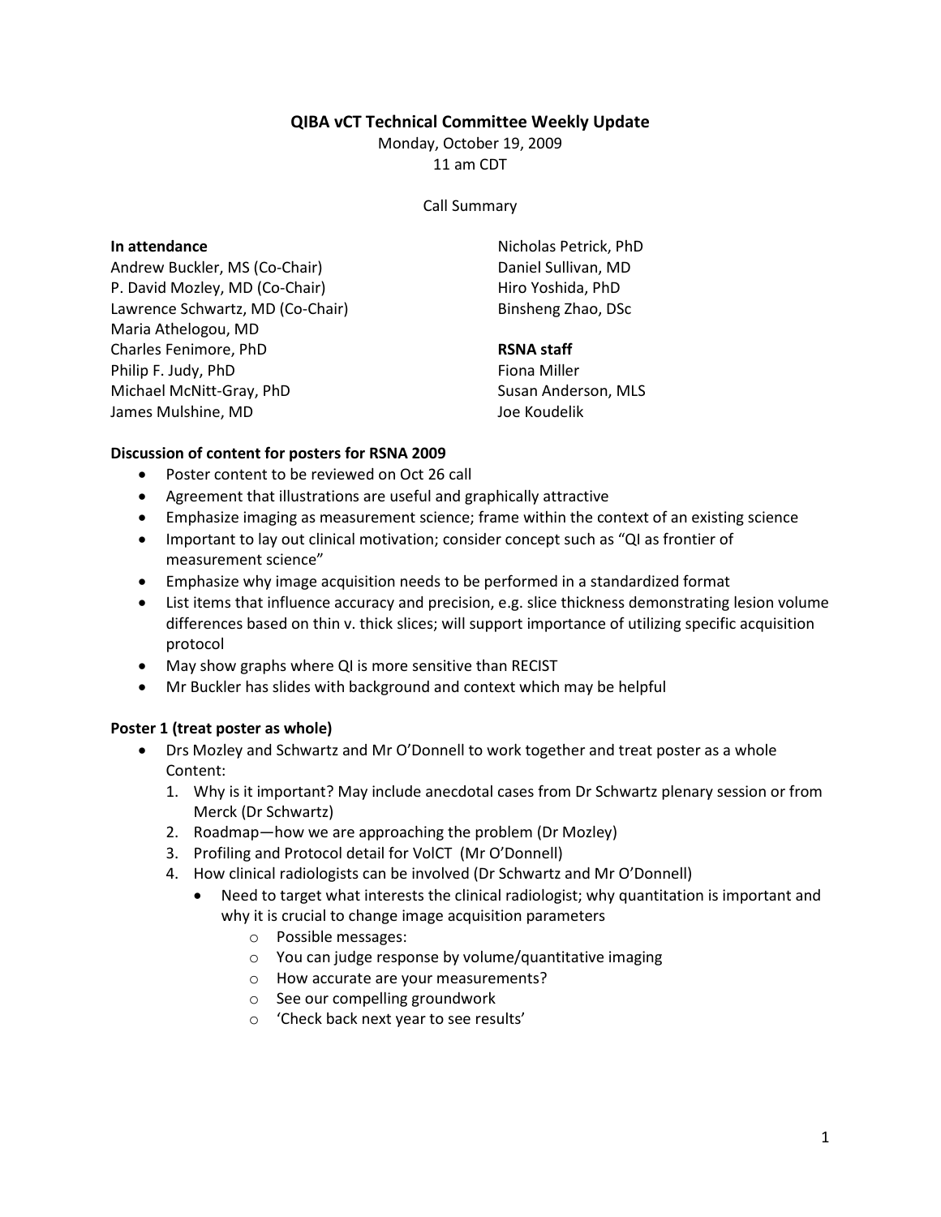# QIBA vCT Technical Committee Weekly Update

Monday, October 19, 2009
11 am CDT

Call Summary

**In attendance**

Andrew Buckler, MS (Co-Chair)
P. David Mozley, MD (Co-Chair)
Lawrence Schwartz, MD (Co-Chair)
Maria Athelogou, MD
Charles Fenimore, PhD
Philip F. Judy, PhD
Michael McNitt-Gray, PhD
James Mulshine, MD
Nicholas Petrick, PhD
Daniel Sullivan, MD
Hiro Yoshida, PhD
Binsheng Zhao, DSc

**RSNA staff**

Fiona Miller
Susan Anderson, MLS
Joe Koudelik

**Discussion of content for posters for RSNA 2009**

- Poster content to be reviewed on Oct 26 call
- Agreement that illustrations are useful and graphically attractive
- Emphasize imaging as measurement science; frame within the context of an existing science
- Important to lay out clinical motivation; consider concept such as "QI as frontier of measurement science"
- Emphasize why image acquisition needs to be performed in a standardized format
- List items that influence accuracy and precision, e.g. slice thickness demonstrating lesion volume differences based on thin v. thick slices; will support importance of utilizing specific acquisition protocol
- May show graphs where QI is more sensitive than RECIST
- Mr Buckler has slides with background and context which may be helpful

**Poster 1 (treat poster as whole)**

- Drs Mozley and Schwartz and Mr O'Donnell to work together and treat poster as a whole
  Content:
  1. Why is it important? May include anecdotal cases from Dr Schwartz plenary session or from Merck (Dr Schwartz)
  2. Roadmap—how we are approaching the problem (Dr Mozley)
  3. Profiling and Protocol detail for VolCT (Mr O'Donnell)
  4. How clinical radiologists can be involved (Dr Schwartz and Mr O'Donnell)
     - Need to target what interests the clinical radiologist; why quantitation is important and why it is crucial to change image acquisition parameters
       - Possible messages:
       - You can judge response by volume/quantitative imaging
       - How accurate are your measurements?
       - See our compelling groundwork
       - 'Check back next year to see results'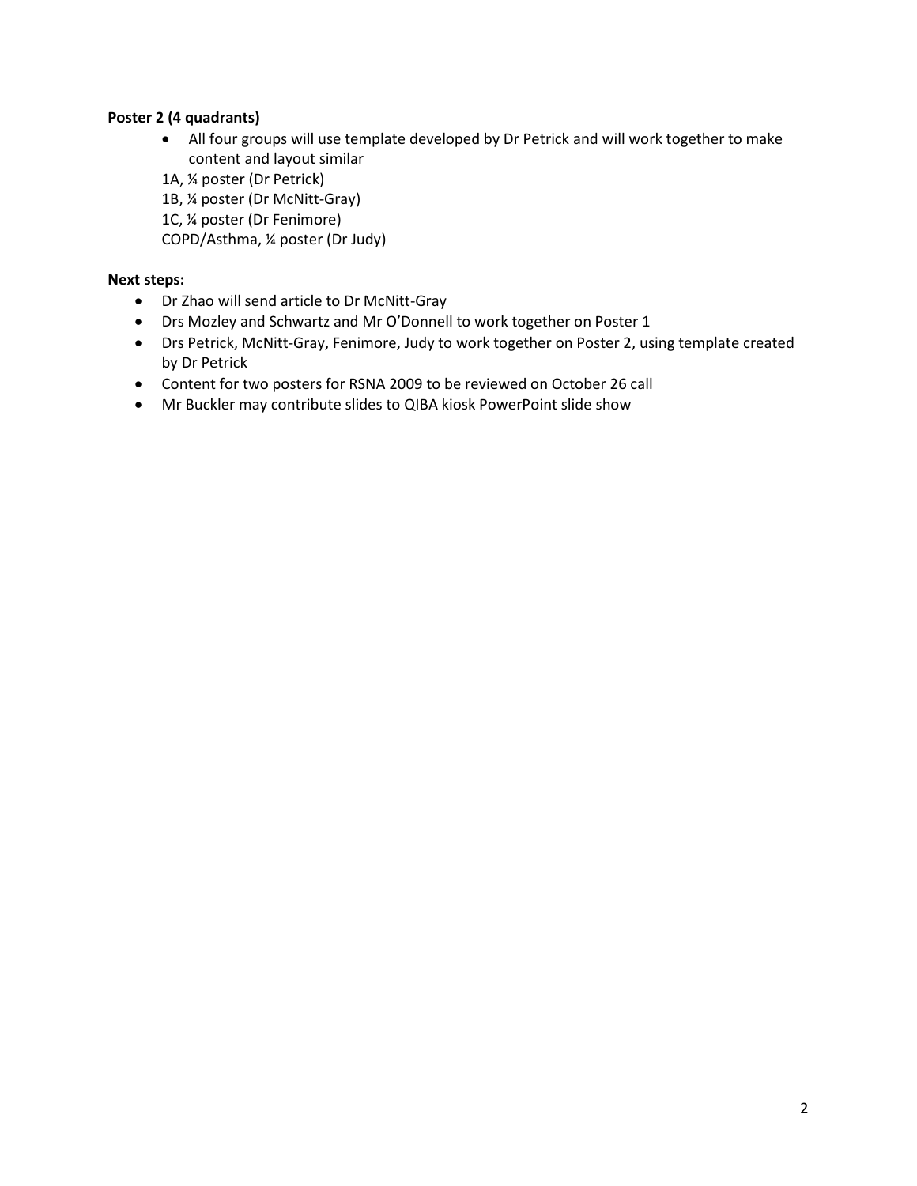**Poster 2 (4 quadrants)**

- All four groups will use template developed by Dr Petrick and will work together to make content and layout similar

1A, ¼ poster (Dr Petrick)
1B, ¼ poster (Dr McNitt-Gray)
1C, ¼ poster (Dr Fenimore)
COPD/Asthma, ¼ poster (Dr Judy)

**Next steps:**

- Dr Zhao will send article to Dr McNitt-Gray
- Drs Mozley and Schwartz and Mr O'Donnell to work together on Poster 1
- Drs Petrick, McNitt-Gray, Fenimore, Judy to work together on Poster 2, using template created by Dr Petrick
- Content for two posters for RSNA 2009 to be reviewed on October 26 call
- Mr Buckler may contribute slides to QIBA kiosk PowerPoint slide show